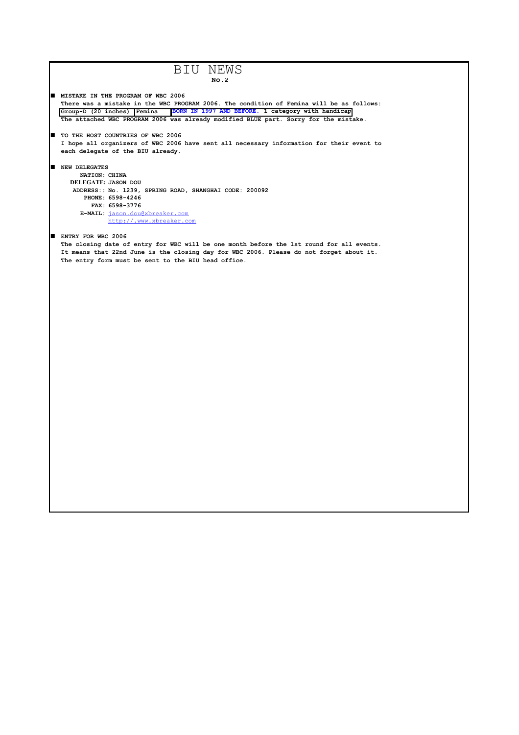# BIU NEWS

**No.2**

- **MISTAKE IN THE PROGRAM OF WBC 2006**

**There was a mistake in the WBC PROGRAM 2006. The condition of Femina will be as follows:**

| Group-D (20 inches) | Femina | BORN IN 1997 AND BEFORE. 1 category with handicap |
|---|---|---|

**The attached WBC PROGRAM 2006 was already modified BLUE part. Sorry for the mistake.**

- **TO THE HOST COUNTRIES OF WBC 2006**

**I hope all organizers of WBC 2006 have sent all necessary information for their event to each delegate of the BIU already.**

- **NEW DELEGATES**

**NATION: CHINA**
**DELEGATE: JASON DOU**
**ADDRESS:: No. 1239, SPRING ROAD, SHANGHAI CODE: 200092**
**PHONE: 6598-4246**
**FAX: 6598-3776**
**E-MAIL:** jason.dou@xbreaker.com
http://.www.xbreaker.com

- **ENTRY FOR WBC 2006**

**The closing date of entry for WBC will be one month before the 1st round for all events. It means that 22nd June is the closing day for WBC 2006. Please do not forget about it. The entry form must be sent to the BIU head office.**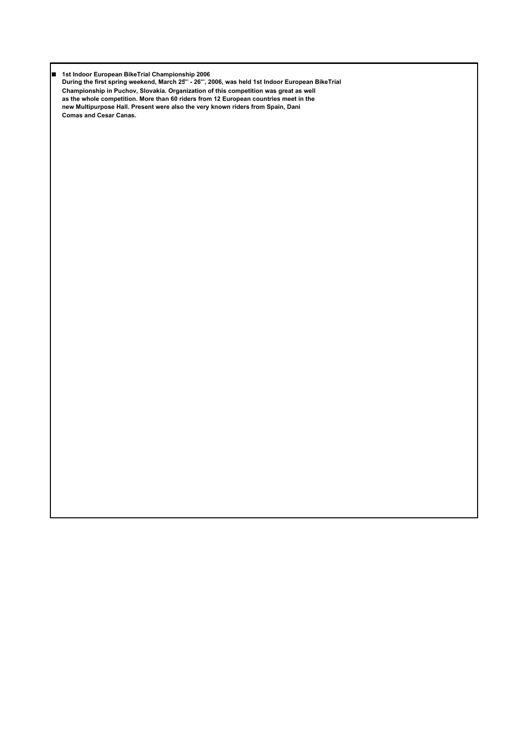- **1st Indoor European BikeTrial Championship 2006**
  **During the first spring weekend, March 25th - 26th, 2006, was held 1st Indoor European BikeTrial Championship in Puchov, Slovakia. Organization of this competition was great as well as the whole competition. More than 60 riders from 12 European countries meet in the new Multipurpose Hall. Present were also the very known riders from Spain, Dani Comas and Cesar Canas.**